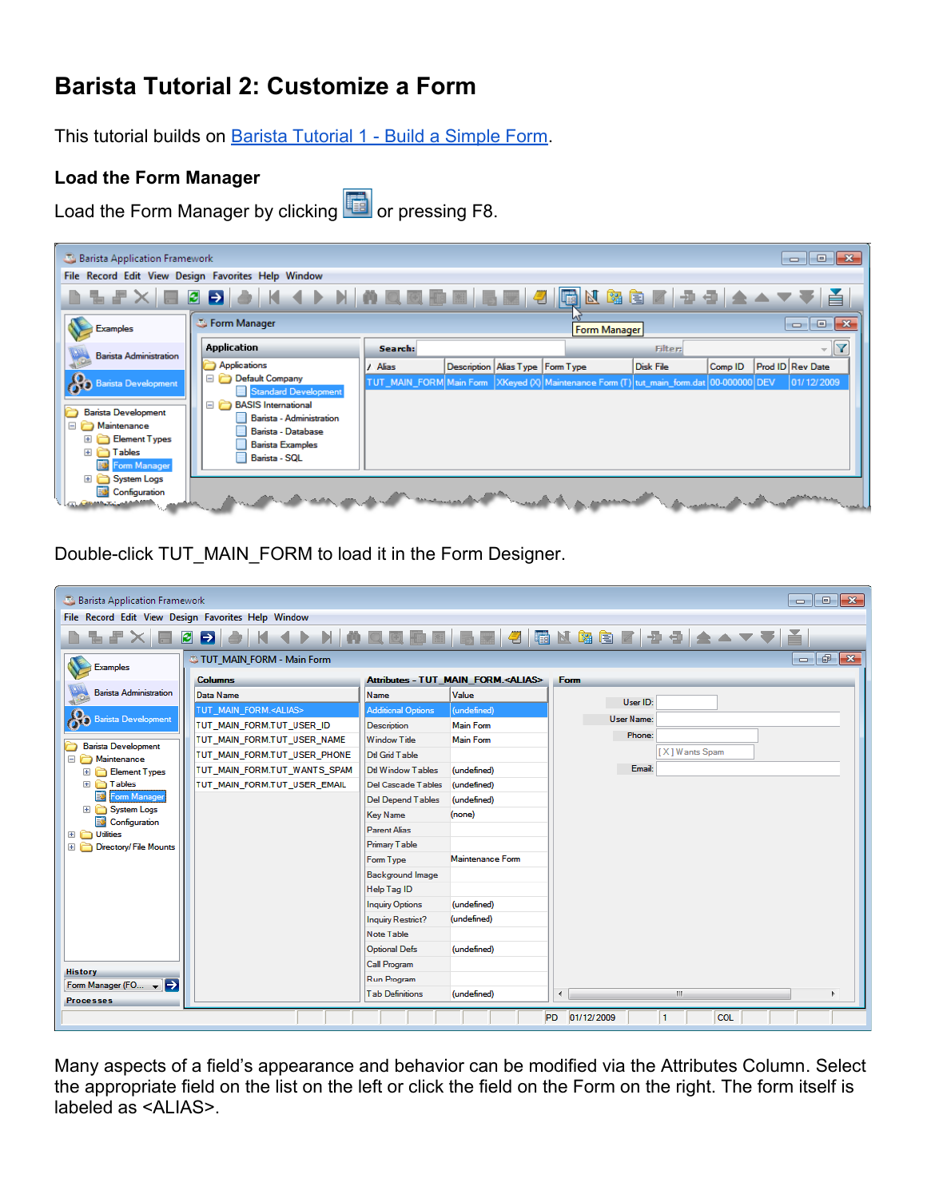# Barista Tutorial 2: Customize a Form

This tutorial builds on Barista Tutorial 1 - Build a Simple Form.

### Load the Form Manager

Load the Form Manager by clicking or pressing F8.

Double-click TUT_MAIN_FORM to load it in the Form Designer.

Many aspects of a field's appearance and behavior can be modified via the Attributes Column. Select the appropriate field on the list on the left or click the field on the Form on the right. The form itself is labeled as <ALIAS>.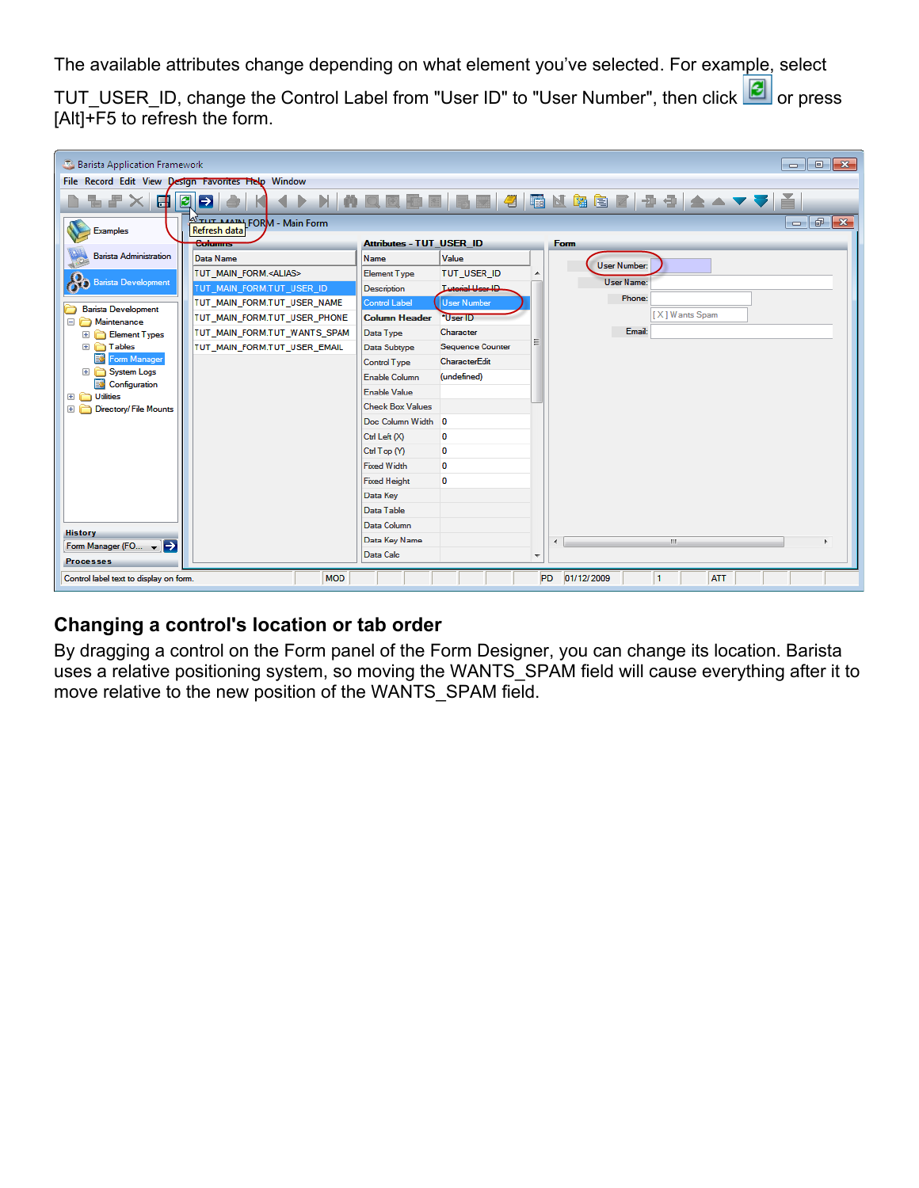The available attributes change depending on what element you've selected. For example, select TUT_USER_ID, change the Control Label from "User ID" to "User Number", then click or press [Alt]+F5 to refresh the form.

## Changing a control's location or tab order

By dragging a control on the Form panel of the Form Designer, you can change its location. Barista uses a relative positioning system, so moving the WANTS_SPAM field will cause everything after it to move relative to the new position of the WANTS_SPAM field.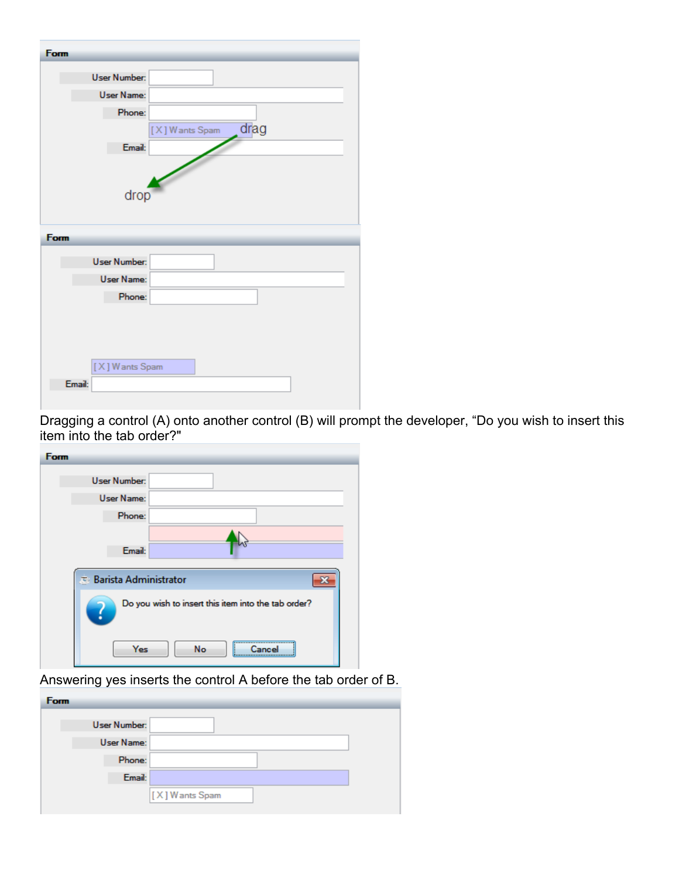Dragging a control (A) onto another control (B) will prompt the developer, “Do you wish to insert this item into the tab order?"

Answering yes inserts the control A before the tab order of B.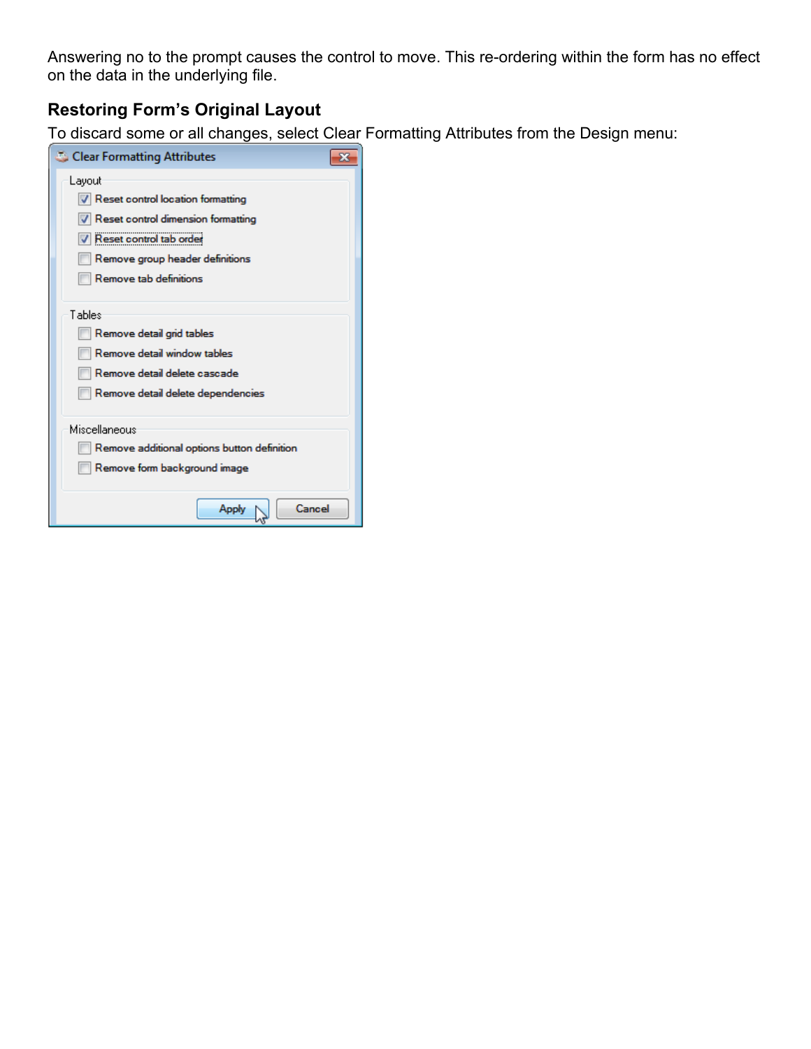Answering no to the prompt causes the control to move. This re-ordering within the form has no effect on the data in the underlying file.

### Restoring Form's Original Layout

To discard some or all changes, select Clear Formatting Attributes from the Design menu:

Clear Formatting Attributes

Layout

- [x] Reset control location formatting
- [x] Reset control dimension formatting
- [x] Reset control tab order
- [ ] Remove group header definitions
- [ ] Remove tab definitions

Tables

- [ ] Remove detail grid tables
- [ ] Remove detail window tables
- [ ] Remove detail delete cascade
- [ ] Remove detail delete dependencies

Miscellaneous

- [ ] Remove additional options button definition
- [ ] Remove form background image

Apply Cancel